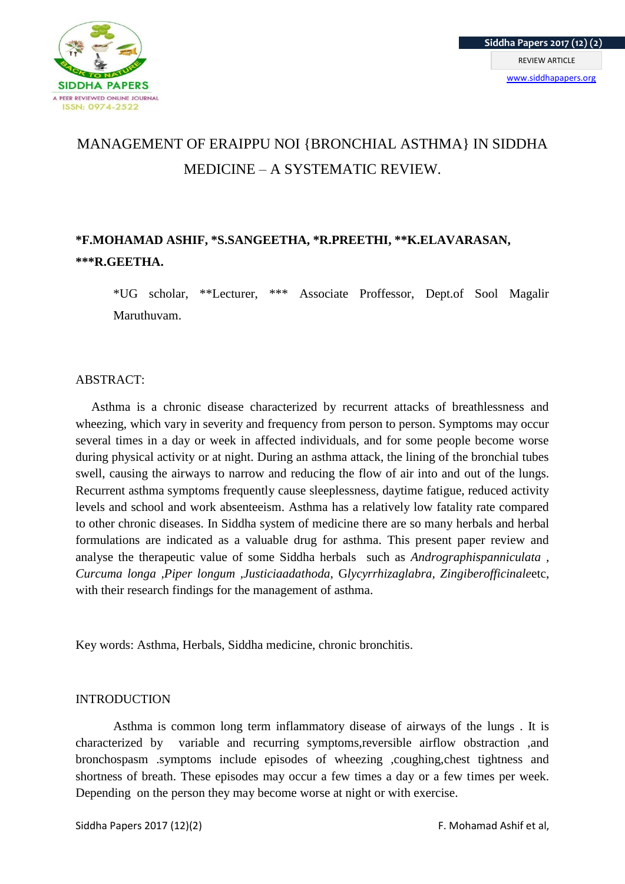# MANAGEMENT OF ERAIPPU NOI {BRONCHIAL ASTHMA} IN SIDDHA MEDICINE – A SYSTEMATIC REVIEW.

**\*F.MOHAMAD ASHIF, \*S.SANGEETHA, \*R.PREETHI, \*\*K.ELAVARASAN, \*\*\*R.GEETHA.**

\*UG scholar, \*\*Lecturer, \*\*\* Associate Proffessor, Dept.of Sool Magalir Maruthuvam.

## ABSTRACT:

Asthma is a chronic disease characterized by recurrent attacks of breathlessness and wheezing, which vary in severity and frequency from person to person. Symptoms may occur several times in a day or week in affected individuals, and for some people become worse during physical activity or at night. During an asthma attack, the lining of the bronchial tubes swell, causing the airways to narrow and reducing the flow of air into and out of the lungs. Recurrent asthma symptoms frequently cause sleeplessness, daytime fatigue, reduced activity levels and school and work absenteeism. Asthma has a relatively low fatality rate compared to other chronic diseases. In Siddha system of medicine there are so many herbals and herbal formulations are indicated as a valuable drug for asthma. This present paper review and analyse the therapeutic value of some Siddha herbals such as *Andrographispanniculata* , *Curcuma longa* ,*Piper longum* ,*Justiciaadathoda*, G*lycyrrhizaglabra, Zingiberofficinale*etc, with their research findings for the management of asthma.

Key words: Asthma, Herbals, Siddha medicine, chronic bronchitis.

## INTRODUCTION

Asthma is common long term inflammatory disease of airways of the lungs . It is characterized by variable and recurring symptoms,reversible airflow obstraction ,and bronchospasm .symptoms include episodes of wheezing ,coughing,chest tightness and shortness of breath. These episodes may occur a few times a day or a few times per week. Depending on the person they may become worse at night or with exercise.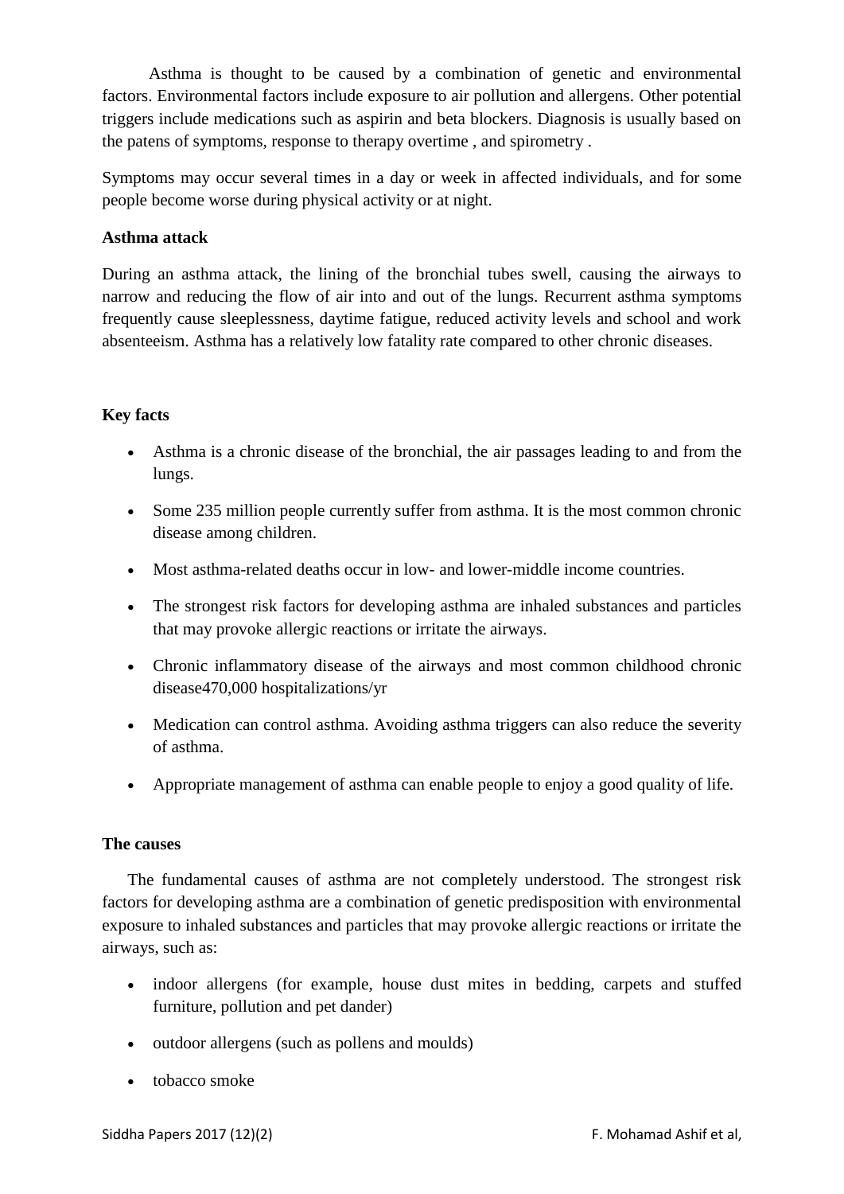Asthma is thought to be caused by a combination of genetic and environmental factors. Environmental factors include exposure to air pollution and allergens. Other potential triggers include medications such as aspirin and beta blockers. Diagnosis is usually based on the patens of symptoms, response to therapy overtime , and spirometry .

Symptoms may occur several times in a day or week in affected individuals, and for some people become worse during physical activity or at night.

**Asthma attack**

During an asthma attack, the lining of the bronchial tubes swell, causing the airways to narrow and reducing the flow of air into and out of the lungs. Recurrent asthma symptoms frequently cause sleeplessness, daytime fatigue, reduced activity levels and school and work absenteeism. Asthma has a relatively low fatality rate compared to other chronic diseases.

**Key facts**

- Asthma is a chronic disease of the bronchial, the air passages leading to and from the lungs.
- Some 235 million people currently suffer from asthma. It is the most common chronic disease among children.
- Most asthma-related deaths occur in low- and lower-middle income countries.
- The strongest risk factors for developing asthma are inhaled substances and particles that may provoke allergic reactions or irritate the airways.
- Chronic inflammatory disease of the airways and most common childhood chronic disease470,000 hospitalizations/yr
- Medication can control asthma. Avoiding asthma triggers can also reduce the severity of asthma.
- Appropriate management of asthma can enable people to enjoy a good quality of life.

**The causes**

The fundamental causes of asthma are not completely understood. The strongest risk factors for developing asthma are a combination of genetic predisposition with environmental exposure to inhaled substances and particles that may provoke allergic reactions or irritate the airways, such as:

- indoor allergens (for example, house dust mites in bedding, carpets and stuffed furniture, pollution and pet dander)
- outdoor allergens (such as pollens and moulds)
- tobacco smoke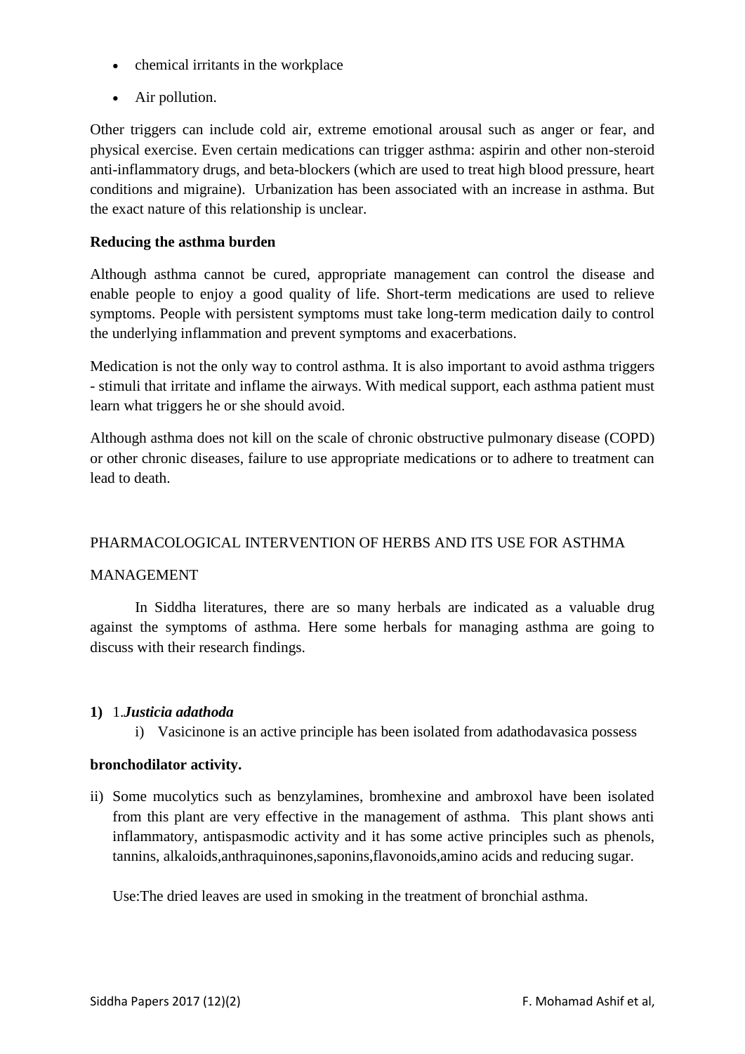- chemical irritants in the workplace
- Air pollution.

Other triggers can include cold air, extreme emotional arousal such as anger or fear, and physical exercise. Even certain medications can trigger asthma: aspirin and other non-steroid anti-inflammatory drugs, and beta-blockers (which are used to treat high blood pressure, heart conditions and migraine). Urbanization has been associated with an increase in asthma. But the exact nature of this relationship is unclear.

**Reducing the asthma burden**

Although asthma cannot be cured, appropriate management can control the disease and enable people to enjoy a good quality of life. Short-term medications are used to relieve symptoms. People with persistent symptoms must take long-term medication daily to control the underlying inflammation and prevent symptoms and exacerbations.

Medication is not the only way to control asthma. It is also important to avoid asthma triggers - stimuli that irritate and inflame the airways. With medical support, each asthma patient must learn what triggers he or she should avoid.

Although asthma does not kill on the scale of chronic obstructive pulmonary disease (COPD) or other chronic diseases, failure to use appropriate medications or to adhere to treatment can lead to death.

PHARMACOLOGICAL INTERVENTION OF HERBS AND ITS USE FOR ASTHMA MANAGEMENT

In Siddha literatures, there are so many herbals are indicated as a valuable drug against the symptoms of asthma. Here some herbals for managing asthma are going to discuss with their research findings.

**1)** 1.***Justicia adathoda***

i) Vasicinone is an active principle has been isolated from adathodavasica possess **bronchodilator activity.**

ii) Some mucolytics such as benzylamines, bromhexine and ambroxol have been isolated from this plant are very effective in the management of asthma. This plant shows anti inflammatory, antispasmodic activity and it has some active principles such as phenols, tannins, alkaloids,anthraquinones,saponins,flavonoids,amino acids and reducing sugar.

Use:The dried leaves are used in smoking in the treatment of bronchial asthma.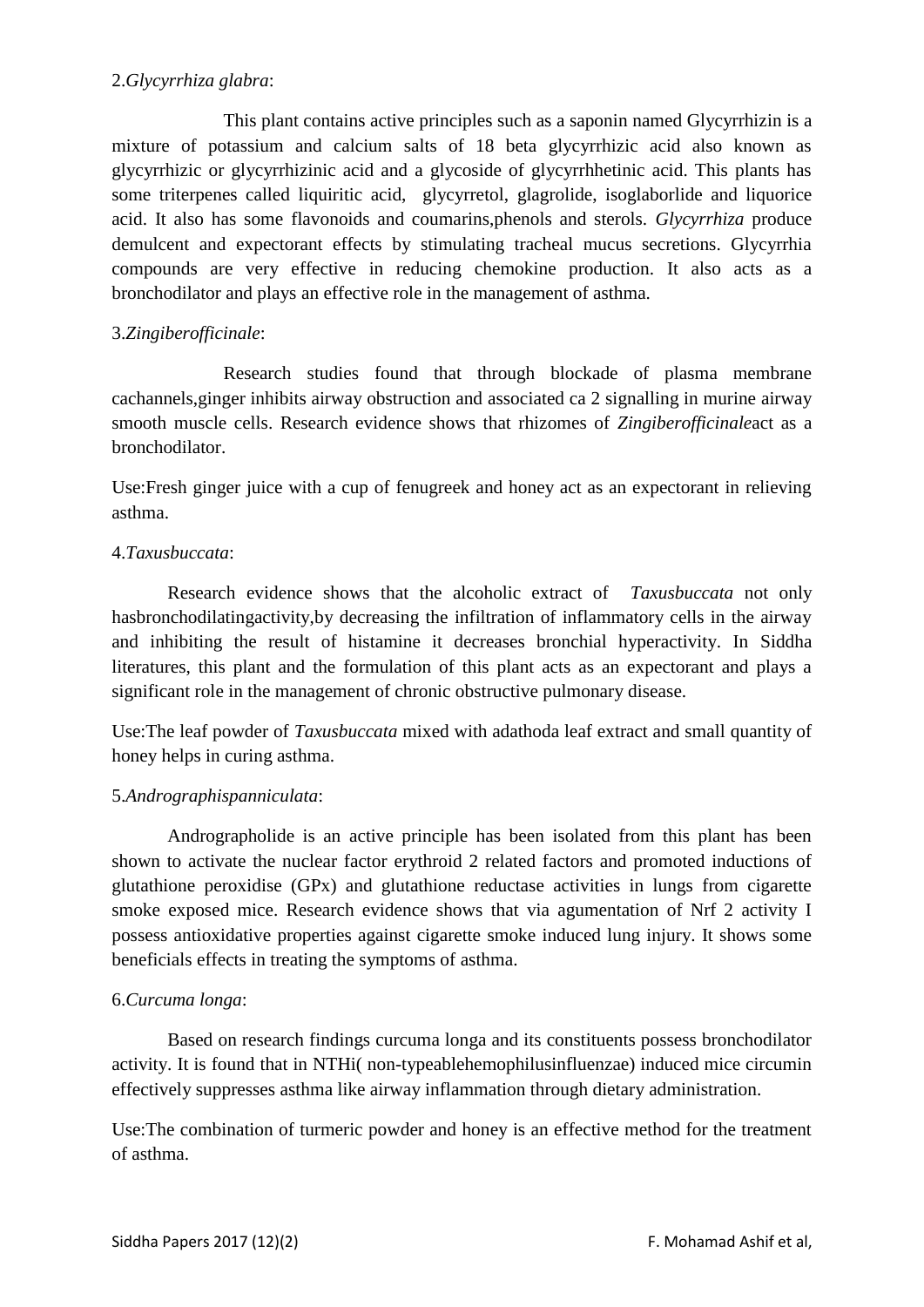2.*Glycyrrhiza glabra*:

This plant contains active principles such as a saponin named Glycyrrhizin is a mixture of potassium and calcium salts of 18 beta glycyrrhizic acid also known as glycyrrhizic or glycyrrhizinic acid and a glycoside of glycyrrhhetinic acid. This plants has some triterpenes called liquiritic acid, glycyrretol, glagrolide, isoglaborlide and liquorice acid. It also has some flavonoids and coumarins,phenols and sterols. *Glycyrrhiza* produce demulcent and expectorant effects by stimulating tracheal mucus secretions. Glycyrrhia compounds are very effective in reducing chemokine production. It also acts as a bronchodilator and plays an effective role in the management of asthma.

3.*Zingiberofficinale*:

Research studies found that through blockade of plasma membrane cachannels,ginger inhibits airway obstruction and associated ca 2 signalling in murine airway smooth muscle cells. Research evidence shows that rhizomes of *Zingiberofficinale*act as a bronchodilator.

Use:Fresh ginger juice with a cup of fenugreek and honey act as an expectorant in relieving asthma.

4.*Taxusbuccata*:

Research evidence shows that the alcoholic extract of *Taxusbuccata* not only hasbronchodilatingactivity,by decreasing the infiltration of inflammatory cells in the airway and inhibiting the result of histamine it decreases bronchial hyperactivity. In Siddha literatures, this plant and the formulation of this plant acts as an expectorant and plays a significant role in the management of chronic obstructive pulmonary disease.

Use:The leaf powder of *Taxusbuccata* mixed with adathoda leaf extract and small quantity of honey helps in curing asthma.

5.*Andrographispanniculata*:

Andrographolide is an active principle has been isolated from this plant has been shown to activate the nuclear factor erythroid 2 related factors and promoted inductions of glutathione peroxidise (GPx) and glutathione reductase activities in lungs from cigarette smoke exposed mice. Research evidence shows that via agumentation of Nrf 2 activity I possess antioxidative properties against cigarette smoke induced lung injury. It shows some beneficials effects in treating the symptoms of asthma.

6.*Curcuma longa*:

Based on research findings curcuma longa and its constituents possess bronchodilator activity. It is found that in NTHi( non-typeablehemophilusinfluenzae) induced mice circumin effectively suppresses asthma like airway inflammation through dietary administration.

Use:The combination of turmeric powder and honey is an effective method for the treatment of asthma.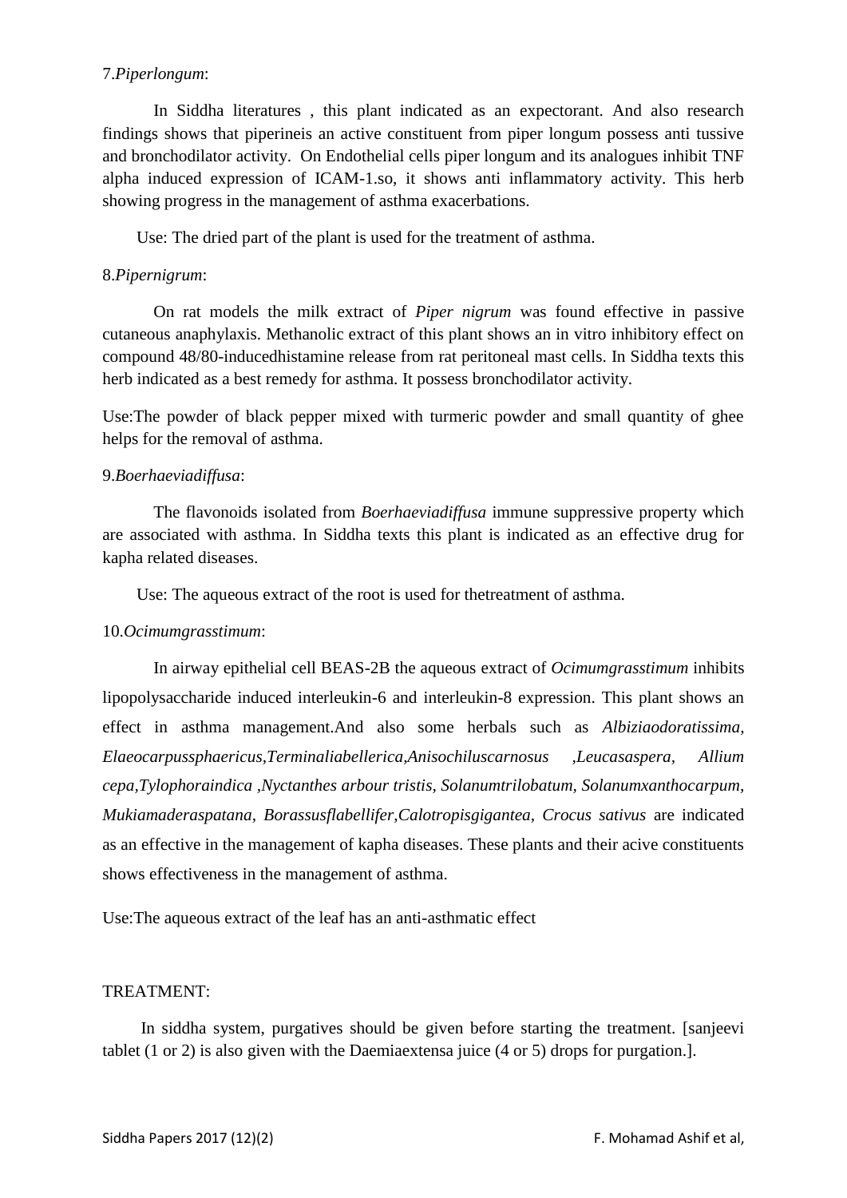7.*Piperlongum*:

In Siddha literatures , this plant indicated as an expectorant. And also research findings shows that piperineis an active constituent from piper longum possess anti tussive and bronchodilator activity. On Endothelial cells piper longum and its analogues inhibit TNF alpha induced expression of ICAM-1.so, it shows anti inflammatory activity. This herb showing progress in the management of asthma exacerbations.

Use: The dried part of the plant is used for the treatment of asthma.

8.*Pipernigrum*:

On rat models the milk extract of *Piper nigrum* was found effective in passive cutaneous anaphylaxis. Methanolic extract of this plant shows an in vitro inhibitory effect on compound 48/80-inducedhistamine release from rat peritoneal mast cells. In Siddha texts this herb indicated as a best remedy for asthma. It possess bronchodilator activity.

Use:The powder of black pepper mixed with turmeric powder and small quantity of ghee helps for the removal of asthma.

9.*Boerhaeviadiffusa*:

The flavonoids isolated from *Boerhaeviadiffusa* immune suppressive property which are associated with asthma. In Siddha texts this plant is indicated as an effective drug for kapha related diseases.

Use: The aqueous extract of the root is used for thetreatment of asthma.

10.*Ocimumgrasstimum*:

In airway epithelial cell BEAS-2B the aqueous extract of *Ocimumgrasstimum* inhibits lipopolysaccharide induced interleukin-6 and interleukin-8 expression. This plant shows an effect in asthma management.And also some herbals such as *Albiziaodoratissima*, *Elaeocarpussphaericus*,*Terminaliabellerica*,*Anisochiluscarnosus* ,*Leucasaspera*, *Allium cepa*,*Tylophoraindica* ,*Nyctanthes arbour tristis*, *Solanumtrilobatum*, *Solanumxanthocarpum*, *Mukiamaderaspatana*, *Borassusflabellifer*,*Calotropisgigantea*, *Crocus sativus* are indicated as an effective in the management of kapha diseases. These plants and their acive constituents shows effectiveness in the management of asthma.

Use:The aqueous extract of the leaf has an anti-asthmatic effect

TREATMENT:

In siddha system, purgatives should be given before starting the treatment. [sanjeevi tablet (1 or 2) is also given with the Daemiaextensa juice (4 or 5) drops for purgation.].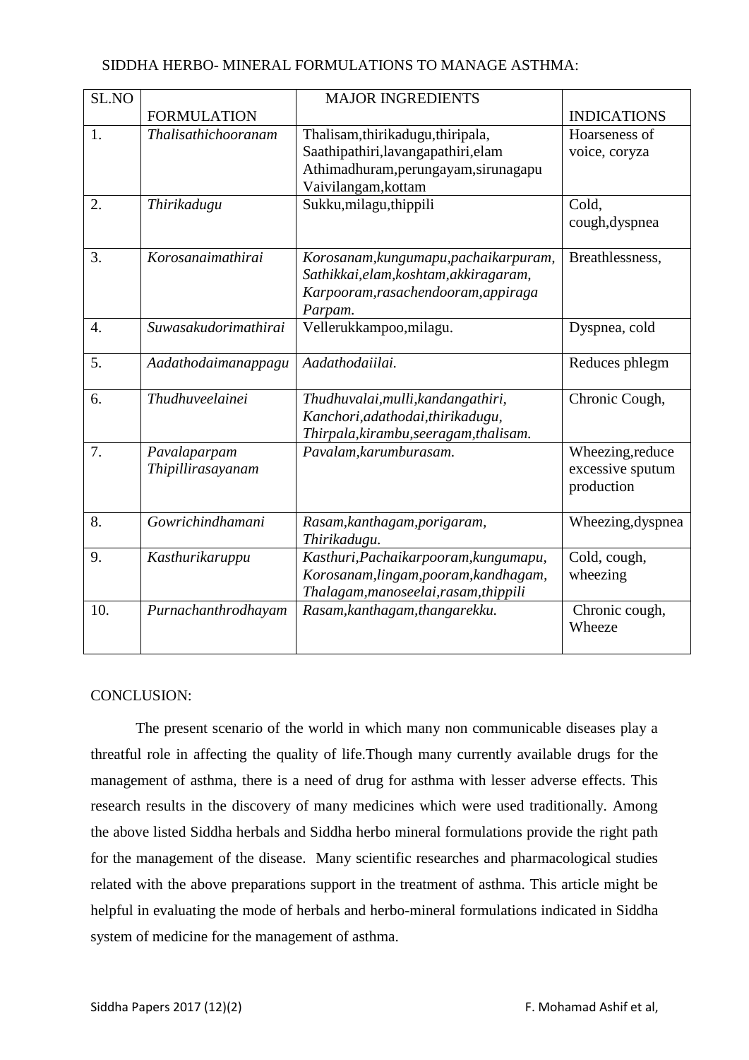SIDDHA HERBO- MINERAL FORMULATIONS TO MANAGE ASTHMA:

| SL.NO | FORMULATION | MAJOR INGREDIENTS | INDICATIONS |
|---|---|---|---|
| 1. | *Thalisathichooranam* | Thalisam,thirikadugu,thiripala, Saathipathiri,lavangapathiri,elam Athimadhuram,perungayam,sirunagapu Vaivilangam,kottam | Hoarseness of voice, coryza |
| 2. | *Thirikadugu* | Sukku,milagu,thippili | Cold, cough,dyspnea |
| 3. | *Korosanaimathirai* | *Korosanam,kungumapu,pachaikarpuram, Sathikkai,elam,koshtam,akkiragaram, Karpooram,rasachendooram,appiraga Parpam.* | Breathlessness, |
| 4. | *Suwasakudorimathirai* | Vellerukkampoo,milagu. | Dyspnea, cold |
| 5. | *Aadathodaimanappagu* | *Aadathodaiilai.* | Reduces phlegm |
| 6. | *Thudhuveelainei* | *Thudhuvalai,mulli,kandangathiri, Kanchori,adathodai,thirikadugu, Thirpala,kirambu,seeragam,thalisam.* | Chronic Cough, |
| 7. | *Pavalaparpam Thipillirasayanam* | *Pavalam,karumburasam.* | Wheezing,reduce excessive sputum production |
| 8. | *Gowrichindhamani* | *Rasam,kanthagam,porigaram, Thirikadugu.* | Wheezing,dyspnea |
| 9. | *Kasthurikaruppu* | *Kasthuri,Pachaikarpooram,kungumapu, Korosanam,lingam,pooram,kandhagam, Thalagam,manoseelai,rasam,thippili* | Cold, cough, wheezing |
| 10. | *Purnachanthrodhayam* | *Rasam,kanthagam,thangarekku.* | Chronic cough, Wheeze |

CONCLUSION:

The present scenario of the world in which many non communicable diseases play a threatful role in affecting the quality of life.Though many currently available drugs for the management of asthma, there is a need of drug for asthma with lesser adverse effects. This research results in the discovery of many medicines which were used traditionally. Among the above listed Siddha herbals and Siddha herbo mineral formulations provide the right path for the management of the disease. Many scientific researches and pharmacological studies related with the above preparations support in the treatment of asthma. This article might be helpful in evaluating the mode of herbals and herbo-mineral formulations indicated in Siddha system of medicine for the management of asthma.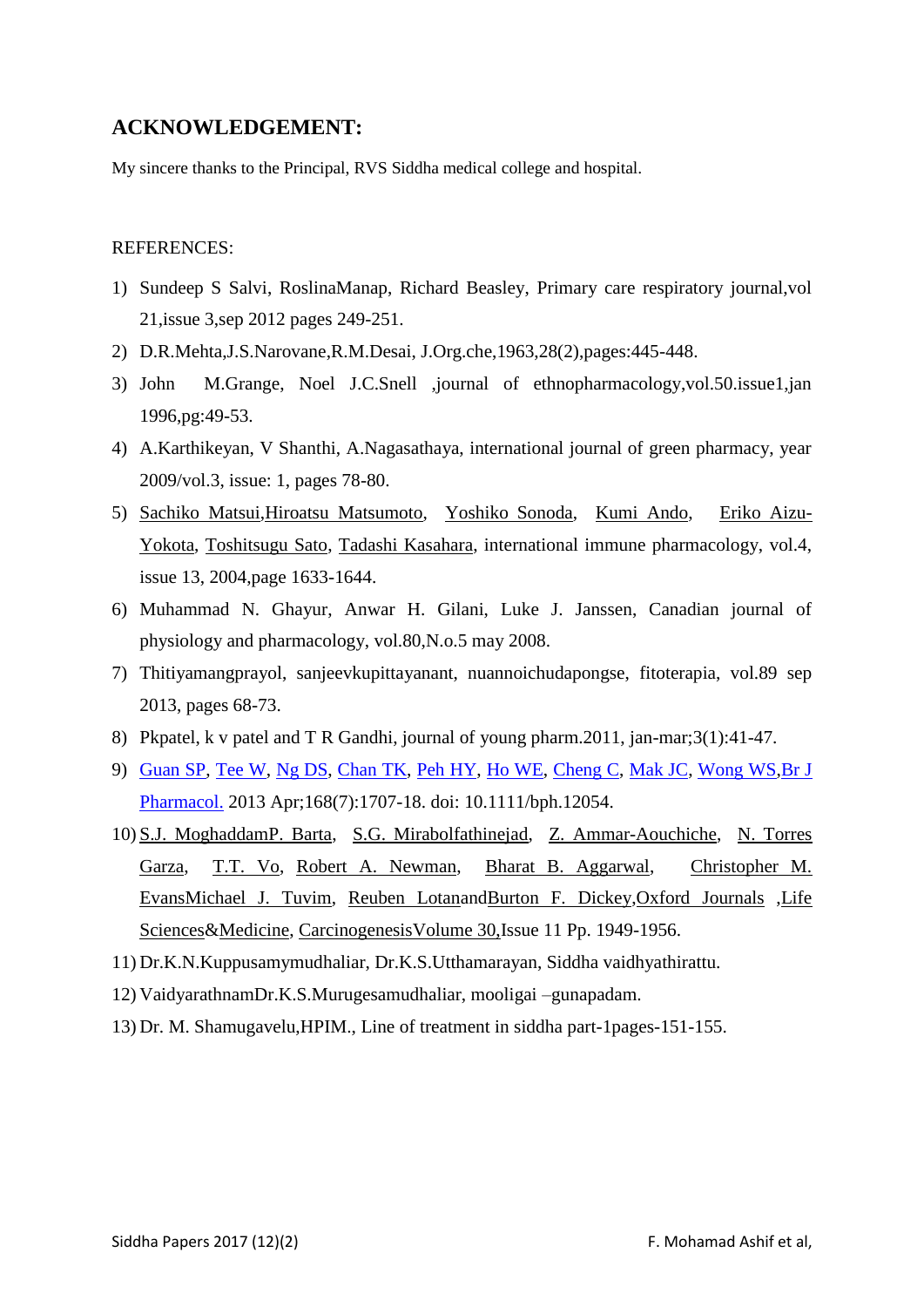## ACKNOWLEDGEMENT:

My sincere thanks to the Principal, RVS Siddha medical college and hospital.

REFERENCES:

1) Sundeep S Salvi, RoslinaManap, Richard Beasley, Primary care respiratory journal,vol 21,issue 3,sep 2012 pages 249-251.
2) D.R.Mehta,J.S.Narovane,R.M.Desai, J.Org.che,1963,28(2),pages:445-448.
3) John M.Grange, Noel J.C.Snell ,journal of ethnopharmacology,vol.50.issue1,jan 1996,pg:49-53.
4) A.Karthikeyan, V Shanthi, A.Nagasathaya, international journal of green pharmacy, year 2009/vol.3, issue: 1, pages 78-80.
5) Sachiko Matsui,Hiroatsu Matsumoto, Yoshiko Sonoda, Kumi Ando, Eriko Aizu-Yokota, Toshitsugu Sato, Tadashi Kasahara, international immune pharmacology, vol.4, issue 13, 2004,page 1633-1644.
6) Muhammad N. Ghayur, Anwar H. Gilani, Luke J. Janssen, Canadian journal of physiology and pharmacology, vol.80,N.o.5 may 2008.
7) Thitiyamangprayol, sanjeevkupittayanant, nuannoichudapongse, fitoterapia, vol.89 sep 2013, pages 68-73.
8) Pkpatel, k v patel and T R Gandhi, journal of young pharm.2011, jan-mar;3(1):41-47.
9) Guan SP, Tee W, Ng DS, Chan TK, Peh HY, Ho WE, Cheng C, Mak JC, Wong WS,Br J Pharmacol. 2013 Apr;168(7):1707-18. doi: 10.1111/bph.12054.
10) S.J. MoghaddamP. Barta, S.G. Mirabolfathinejad, Z. Ammar-Aouchiche, N. Torres Garza, T.T. Vo, Robert A. Newman, Bharat B. Aggarwal, Christopher M. EvansMichael J. Tuvim, Reuben LotanandBurton F. Dickey,Oxford Journals ,Life Sciences&Medicine, CarcinogenesisVolume 30,Issue 11 Pp. 1949-1956.
11) Dr.K.N.Kuppusamymudhaliar, Dr.K.S.Utthamarayan, Siddha vaidhyathirattu.
12) VaidyarathnamDr.K.S.Murugesamudhaliar, mooligai –gunapadam.
13) Dr. M. Shamugavelu,HPIM., Line of treatment in siddha part-1pages-151-155.